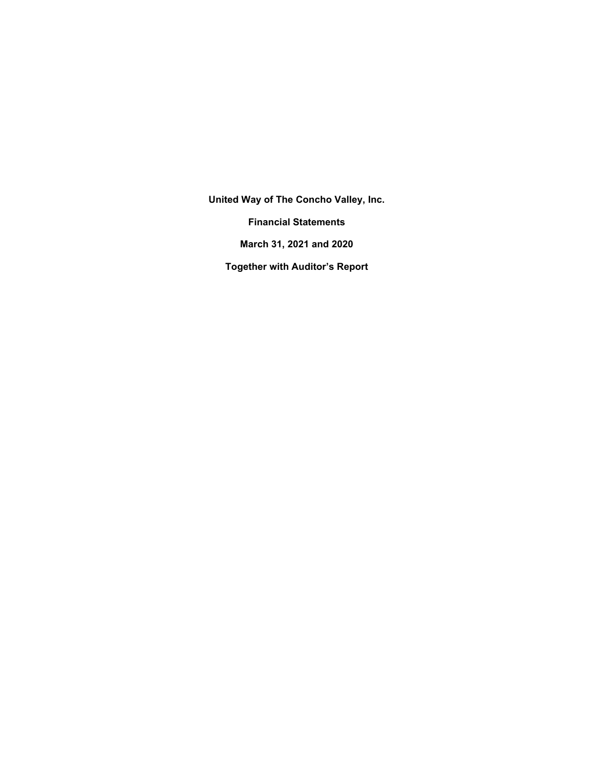**United Way of The Concho Valley, Inc.**

**Financial Statements**

**March 31, 2021 and 2020**

**Together with Auditor's Report**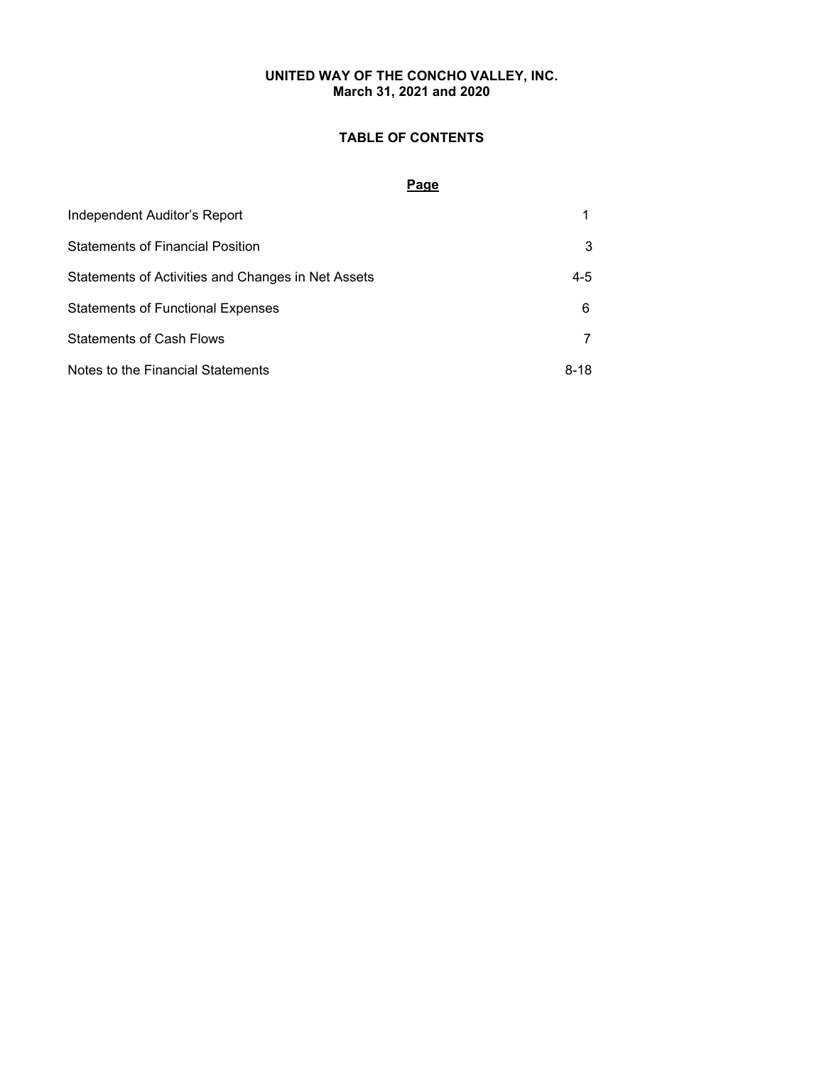**UNITED WAY OF THE CONCHO VALLEY, INC.**
**March 31, 2021 and 2020**

## TABLE OF CONTENTS

| | Page |
|---|---|
| Independent Auditor's Report | 1 |
| Statements of Financial Position | 3 |
| Statements of Activities and Changes in Net Assets | 4-5 |
| Statements of Functional Expenses | 6 |
| Statements of Cash Flows | 7 |
| Notes to the Financial Statements | 8-18 |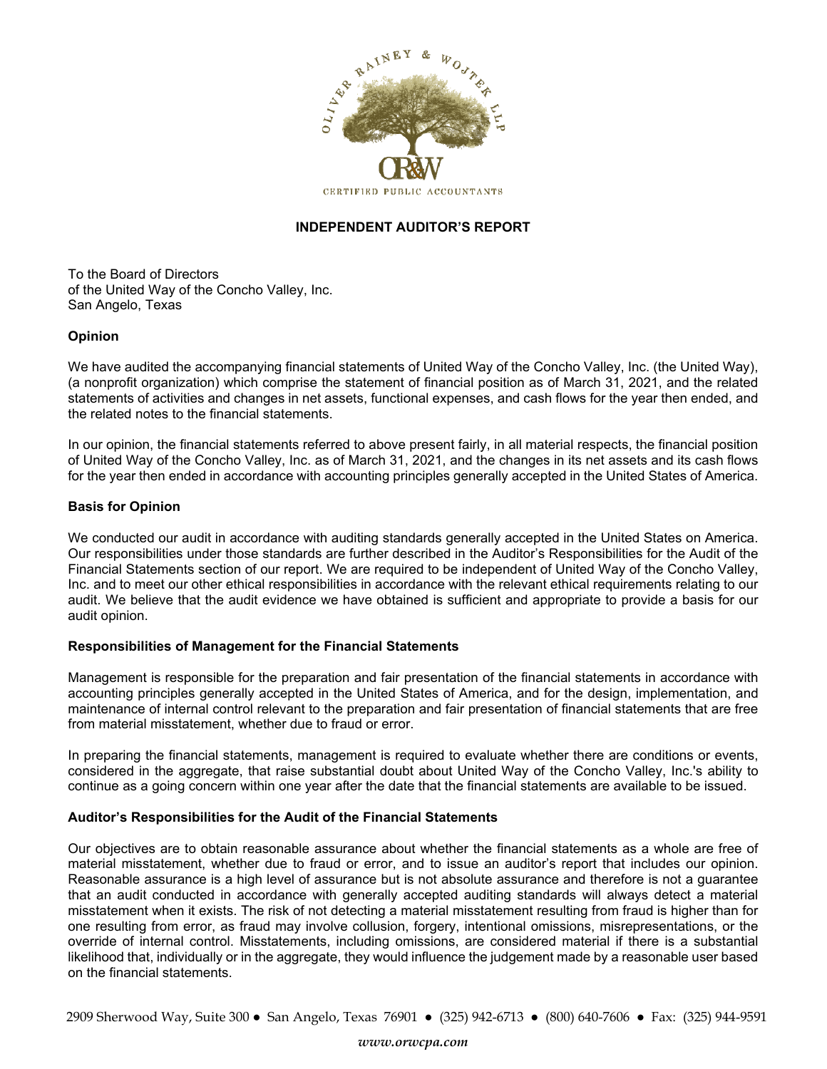# INDEPENDENT AUDITOR'S REPORT

To the Board of Directors
of the United Way of the Concho Valley, Inc.
San Angelo, Texas

## Opinion

We have audited the accompanying financial statements of United Way of the Concho Valley, Inc. (the United Way), (a nonprofit organization) which comprise the statement of financial position as of March 31, 2021, and the related statements of activities and changes in net assets, functional expenses, and cash flows for the year then ended, and the related notes to the financial statements.

In our opinion, the financial statements referred to above present fairly, in all material respects, the financial position of United Way of the Concho Valley, Inc. as of March 31, 2021, and the changes in its net assets and its cash flows for the year then ended in accordance with accounting principles generally accepted in the United States of America.

## Basis for Opinion

We conducted our audit in accordance with auditing standards generally accepted in the United States on America. Our responsibilities under those standards are further described in the Auditor's Responsibilities for the Audit of the Financial Statements section of our report. We are required to be independent of United Way of the Concho Valley, Inc. and to meet our other ethical responsibilities in accordance with the relevant ethical requirements relating to our audit. We believe that the audit evidence we have obtained is sufficient and appropriate to provide a basis for our audit opinion.

## Responsibilities of Management for the Financial Statements

Management is responsible for the preparation and fair presentation of the financial statements in accordance with accounting principles generally accepted in the United States of America, and for the design, implementation, and maintenance of internal control relevant to the preparation and fair presentation of financial statements that are free from material misstatement, whether due to fraud or error.

In preparing the financial statements, management is required to evaluate whether there are conditions or events, considered in the aggregate, that raise substantial doubt about United Way of the Concho Valley, Inc.'s ability to continue as a going concern within one year after the date that the financial statements are available to be issued.

## Auditor's Responsibilities for the Audit of the Financial Statements

Our objectives are to obtain reasonable assurance about whether the financial statements as a whole are free of material misstatement, whether due to fraud or error, and to issue an auditor's report that includes our opinion. Reasonable assurance is a high level of assurance but is not absolute assurance and therefore is not a guarantee that an audit conducted in accordance with generally accepted auditing standards will always detect a material misstatement when it exists. The risk of not detecting a material misstatement resulting from fraud is higher than for one resulting from error, as fraud may involve collusion, forgery, intentional omissions, misrepresentations, or the override of internal control. Misstatements, including omissions, are considered material if there is a substantial likelihood that, individually or in the aggregate, they would influence the judgement made by a reasonable user based on the financial statements.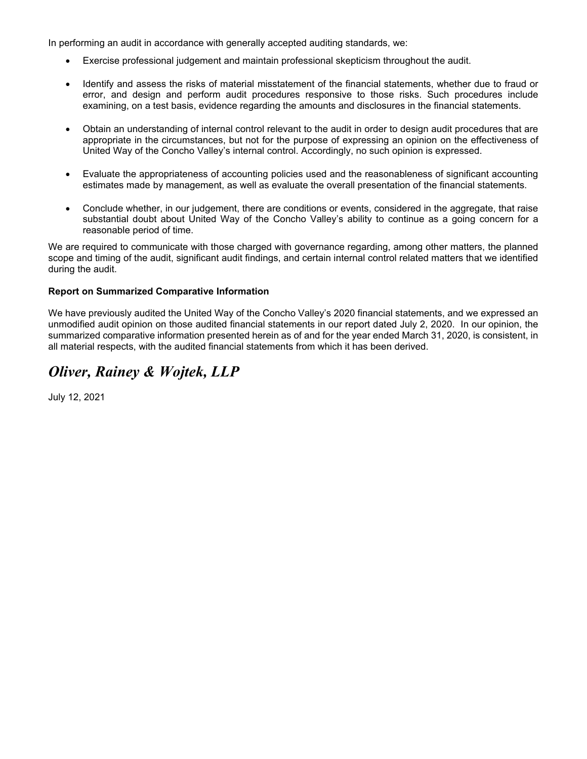In performing an audit in accordance with generally accepted auditing standards, we:

- Exercise professional judgement and maintain professional skepticism throughout the audit.

- Identify and assess the risks of material misstatement of the financial statements, whether due to fraud or error, and design and perform audit procedures responsive to those risks. Such procedures include examining, on a test basis, evidence regarding the amounts and disclosures in the financial statements.

- Obtain an understanding of internal control relevant to the audit in order to design audit procedures that are appropriate in the circumstances, but not for the purpose of expressing an opinion on the effectiveness of United Way of the Concho Valley's internal control. Accordingly, no such opinion is expressed.

- Evaluate the appropriateness of accounting policies used and the reasonableness of significant accounting estimates made by management, as well as evaluate the overall presentation of the financial statements.

- Conclude whether, in our judgement, there are conditions or events, considered in the aggregate, that raise substantial doubt about United Way of the Concho Valley's ability to continue as a going concern for a reasonable period of time.

We are required to communicate with those charged with governance regarding, among other matters, the planned scope and timing of the audit, significant audit findings, and certain internal control related matters that we identified during the audit.

**Report on Summarized Comparative Information**

We have previously audited the United Way of the Concho Valley's 2020 financial statements, and we expressed an unmodified audit opinion on those audited financial statements in our report dated July 2, 2020. In our opinion, the summarized comparative information presented herein as of and for the year ended March 31, 2020, is consistent, in all material respects, with the audited financial statements from which it has been derived.

***Oliver, Rainey & Wojtek, LLP***

July 12, 2021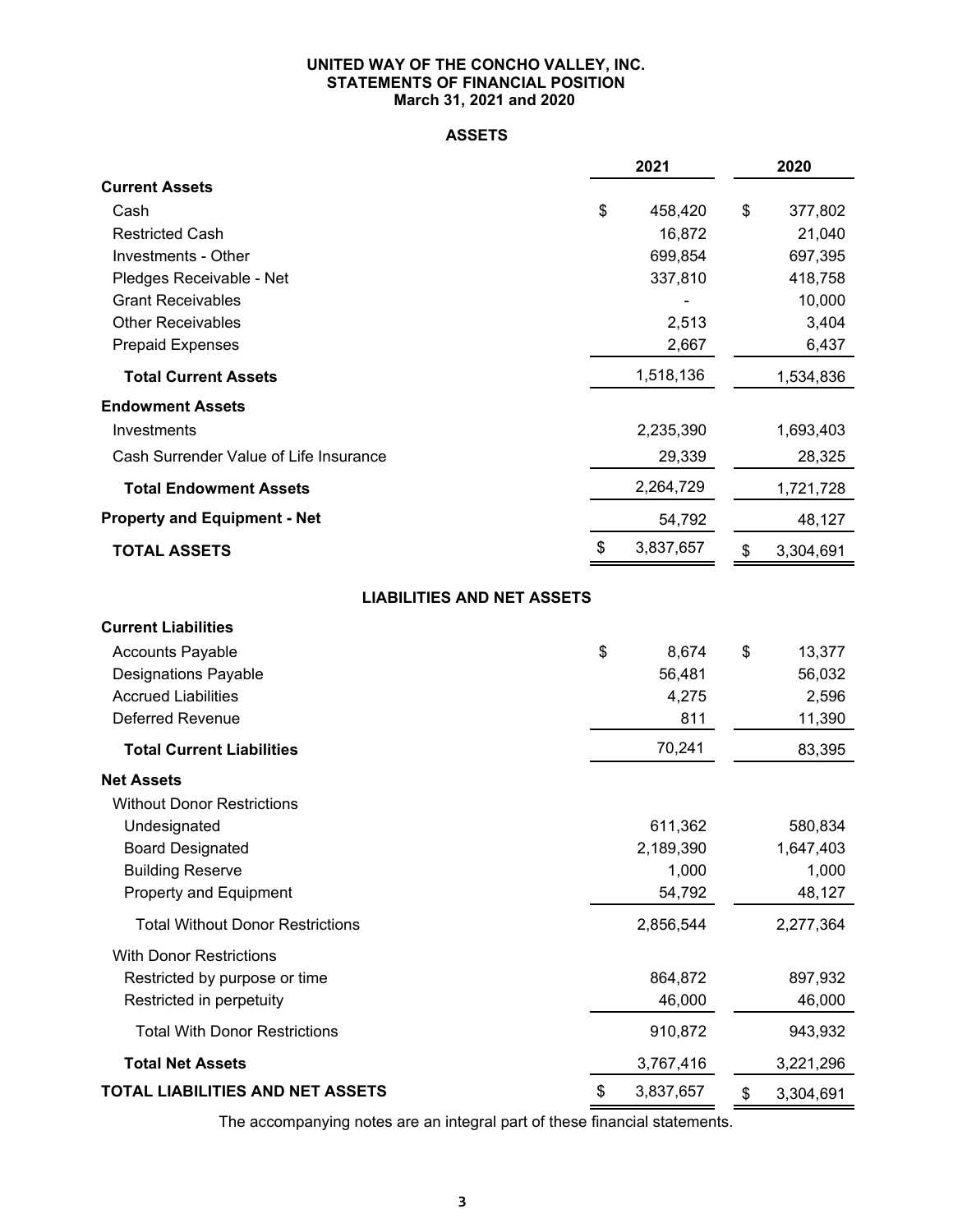# UNITED WAY OF THE CONCHO VALLEY, INC.
## STATEMENTS OF FINANCIAL POSITION
### March 31, 2021 and 2020

**ASSETS**

| | 2021 | 2020 |
|---|---|---|
| **Current Assets** | | |
| Cash | $ 458,420 | $ 377,802 |
| Restricted Cash | 16,872 | 21,040 |
| Investments - Other | 699,854 | 697,395 |
| Pledges Receivable - Net | 337,810 | 418,758 |
| Grant Receivables | - | 10,000 |
| Other Receivables | 2,513 | 3,404 |
| Prepaid Expenses | 2,667 | 6,437 |
| **Total Current Assets** | 1,518,136 | 1,534,836 |
| **Endowment Assets** | | |
| Investments | 2,235,390 | 1,693,403 |
| Cash Surrender Value of Life Insurance | 29,339 | 28,325 |
| **Total Endowment Assets** | 2,264,729 | 1,721,728 |
| **Property and Equipment - Net** | 54,792 | 48,127 |
| **TOTAL ASSETS** | $ 3,837,657 | $ 3,304,691 |

**LIABILITIES AND NET ASSETS**

| | 2021 | 2020 |
|---|---|---|
| **Current Liabilities** | | |
| Accounts Payable | $ 8,674 | $ 13,377 |
| Designations Payable | 56,481 | 56,032 |
| Accrued Liabilities | 4,275 | 2,596 |
| Deferred Revenue | 811 | 11,390 |
| **Total Current Liabilities** | 70,241 | 83,395 |
| **Net Assets** | | |
| Without Donor Restrictions | | |
| Undesignated | 611,362 | 580,834 |
| Board Designated | 2,189,390 | 1,647,403 |
| Building Reserve | 1,000 | 1,000 |
| Property and Equipment | 54,792 | 48,127 |
| Total Without Donor Restrictions | 2,856,544 | 2,277,364 |
| With Donor Restrictions | | |
| Restricted by purpose or time | 864,872 | 897,932 |
| Restricted in perpetuity | 46,000 | 46,000 |
| Total With Donor Restrictions | 910,872 | 943,932 |
| **Total Net Assets** | 3,767,416 | 3,221,296 |
| **TOTAL LIABILITIES AND NET ASSETS** | $ 3,837,657 | $ 3,304,691 |

The accompanying notes are an integral part of these financial statements.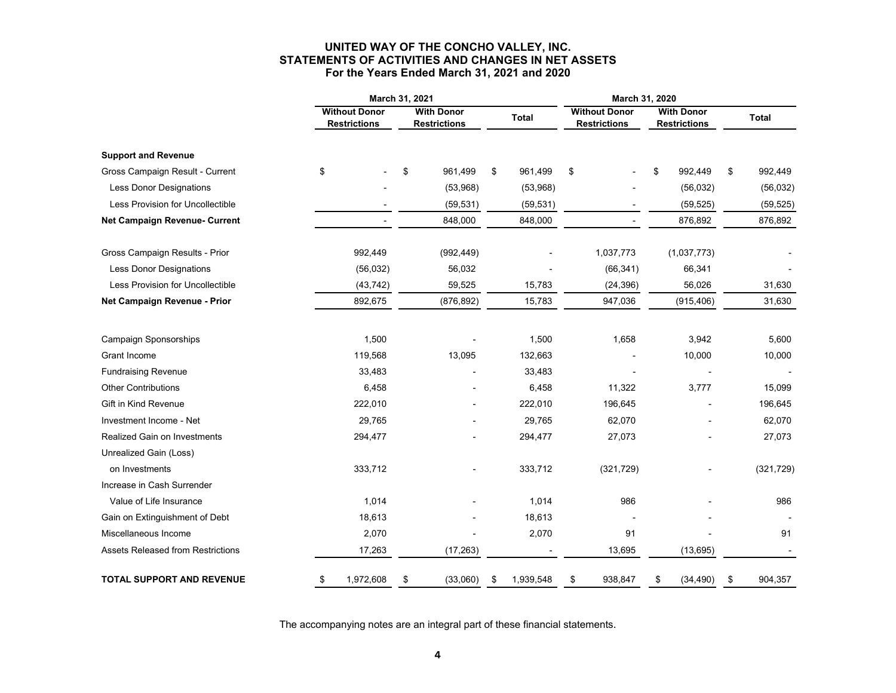# UNITED WAY OF THE CONCHO VALLEY, INC.
## STATEMENTS OF ACTIVITIES AND CHANGES IN NET ASSETS
### For the Years Ended March 31, 2021 and 2020

| | March 31, 2021 | | | March 31, 2020 | | |
|---|---|---|---|---|---|---|
| | Without Donor Restrictions | With Donor Restrictions | Total | Without Donor Restrictions | With Donor Restrictions | Total |
| **Support and Revenue** | | | | | | |
| Gross Campaign Result - Current | $ - | $ 961,499 | $ 961,499 | $ - | $ 992,449 | $ 992,449 |
| Less Donor Designations | - | (53,968) | (53,968) | - | (56,032) | (56,032) |
| Less Provision for Uncollectible | - | (59,531) | (59,531) | - | (59,525) | (59,525) |
| **Net Campaign Revenue- Current** | - | 848,000 | 848,000 | - | 876,892 | 876,892 |
| Gross Campaign Results - Prior | 992,449 | (992,449) | - | 1,037,773 | (1,037,773) | - |
| Less Donor Designations | (56,032) | 56,032 | - | (66,341) | 66,341 | - |
| Less Provision for Uncollectible | (43,742) | 59,525 | 15,783 | (24,396) | 56,026 | 31,630 |
| **Net Campaign Revenue - Prior** | 892,675 | (876,892) | 15,783 | 947,036 | (915,406) | 31,630 |
| Campaign Sponsorships | 1,500 | - | 1,500 | 1,658 | 3,942 | 5,600 |
| Grant Income | 119,568 | 13,095 | 132,663 | - | 10,000 | 10,000 |
| Fundraising Revenue | 33,483 | - | 33,483 | - | - | - |
| Other Contributions | 6,458 | - | 6,458 | 11,322 | 3,777 | 15,099 |
| Gift in Kind Revenue | 222,010 | - | 222,010 | 196,645 | - | 196,645 |
| Investment Income - Net | 29,765 | - | 29,765 | 62,070 | - | 62,070 |
| Realized Gain on Investments | 294,477 | - | 294,477 | 27,073 | - | 27,073 |
| Unrealized Gain (Loss) on Investments | 333,712 | - | 333,712 | (321,729) | - | (321,729) |
| Increase in Cash Surrender Value of Life Insurance | 1,014 | - | 1,014 | 986 | - | 986 |
| Gain on Extinguishment of Debt | 18,613 | - | 18,613 | - | - | - |
| Miscellaneous Income | 2,070 | - | 2,070 | 91 | - | 91 |
| Assets Released from Restrictions | 17,263 | (17,263) | - | 13,695 | (13,695) | - |
| **TOTAL SUPPORT AND REVENUE** | $ 1,972,608 | $ (33,060) | $ 1,939,548 | $ 938,847 | $ (34,490) | $ 904,357 |

The accompanying notes are an integral part of these financial statements.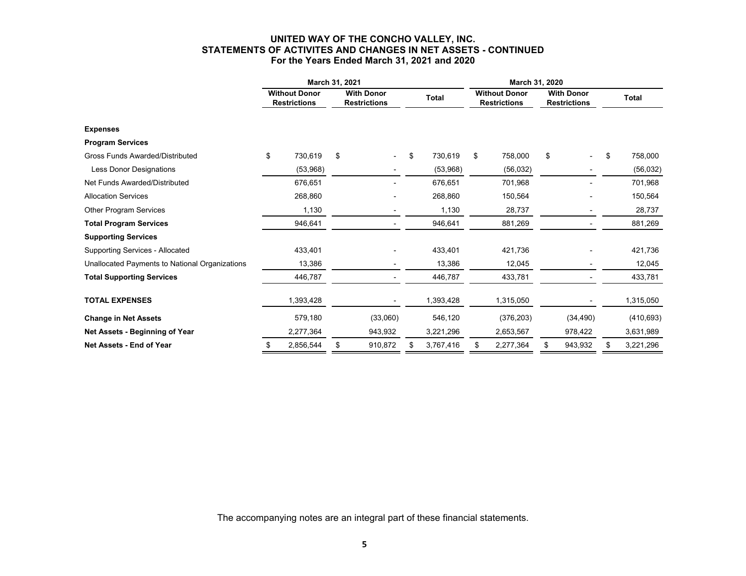# UNITED WAY OF THE CONCHO VALLEY, INC.
## STATEMENTS OF ACTIVITES AND CHANGES IN NET ASSETS - CONTINUED
### For the Years Ended March 31, 2021 and 2020

| | March 31, 2021 | | | March 31, 2020 | | |
|---|---|---|---|---|---|---|
| | Without Donor Restrictions | With Donor Restrictions | Total | Without Donor Restrictions | With Donor Restrictions | Total |
| **Expenses** | | | | | | |
| **Program Services** | | | | | | |
| Gross Funds Awarded/Distributed | $ 730,619 | $ - | $ 730,619 | $ 758,000 | $ - | $ 758,000 |
| Less Donor Designations | (53,968) | - | (53,968) | (56,032) | - | (56,032) |
| Net Funds Awarded/Distributed | 676,651 | - | 676,651 | 701,968 | - | 701,968 |
| Allocation Services | 268,860 | - | 268,860 | 150,564 | - | 150,564 |
| Other Program Services | 1,130 | - | 1,130 | 28,737 | - | 28,737 |
| **Total Program Services** | 946,641 | - | 946,641 | 881,269 | - | 881,269 |
| **Supporting Services** | | | | | | |
| Supporting Services - Allocated | 433,401 | - | 433,401 | 421,736 | - | 421,736 |
| Unallocated Payments to National Organizations | 13,386 | - | 13,386 | 12,045 | - | 12,045 |
| **Total Supporting Services** | 446,787 | - | 446,787 | 433,781 | - | 433,781 |
| **TOTAL EXPENSES** | 1,393,428 | - | 1,393,428 | 1,315,050 | - | 1,315,050 |
| **Change in Net Assets** | 579,180 | (33,060) | 546,120 | (376,203) | (34,490) | (410,693) |
| **Net Assets - Beginning of Year** | 2,277,364 | 943,932 | 3,221,296 | 2,653,567 | 978,422 | 3,631,989 |
| **Net Assets - End of Year** | $ 2,856,544 | $ 910,872 | $ 3,767,416 | $ 2,277,364 | $ 943,932 | $ 3,221,296 |

The accompanying notes are an integral part of these financial statements.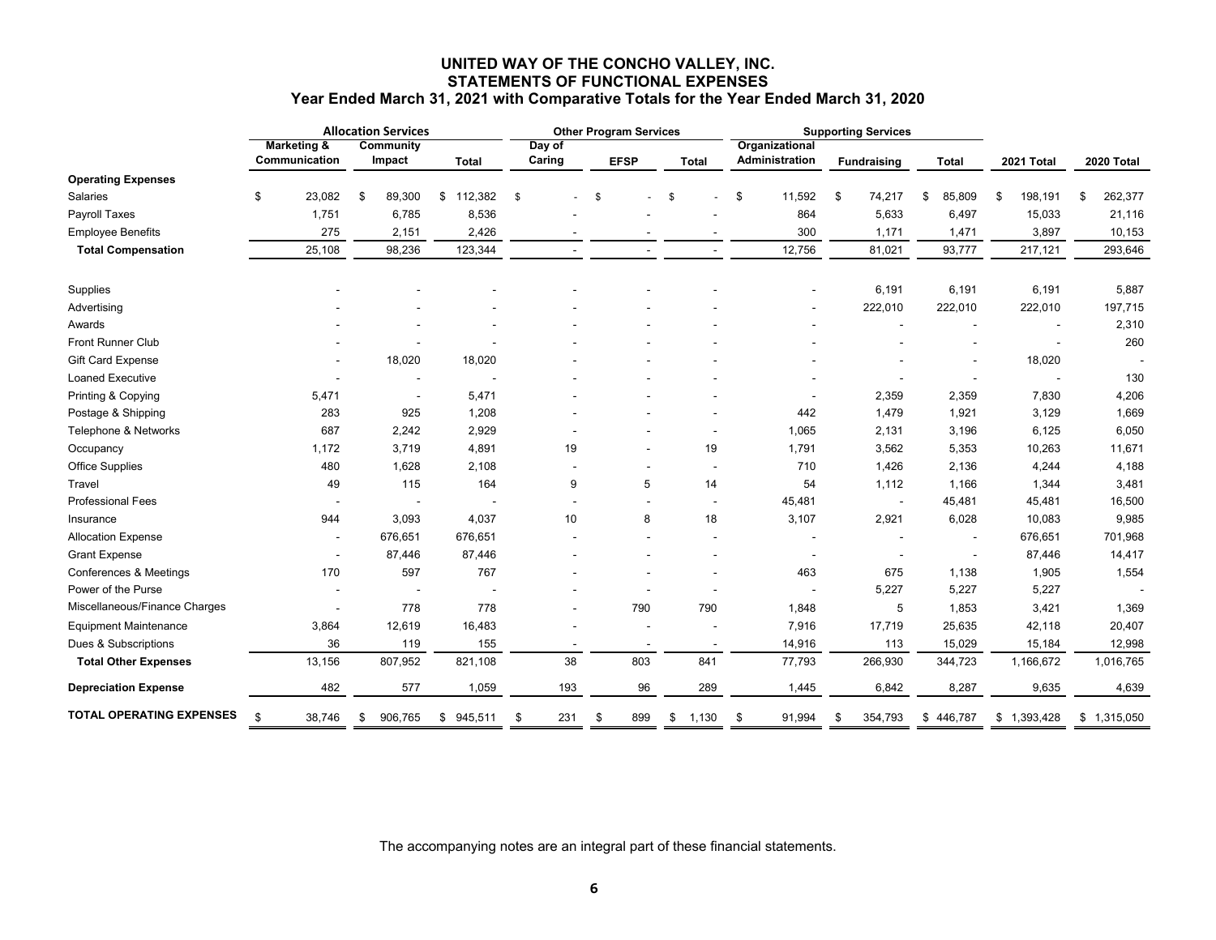# UNITED WAY OF THE CONCHO VALLEY, INC.
## STATEMENTS OF FUNCTIONAL EXPENSES
### Year Ended March 31, 2021 with Comparative Totals for the Year Ended March 31, 2020

| | Allocation Services | | | Other Program Services | | | Supporting Services | | | | |
|---|---|---|---|---|---|---|---|---|---|---|---|
| | Marketing & Communication | Community Impact | Total | Day of Caring | EFSP | Total | Organizational Administration | Fundraising | Total | 2021 Total | 2020 Total |
| **Operating Expenses** | | | | | | | | | | | |
| Salaries | $ 23,082 | $ 89,300 | $ 112,382 | $ - | $ - | $ - | $ 11,592 | $ 74,217 | $ 85,809 | $ 198,191 | $ 262,377 |
| Payroll Taxes | 1,751 | 6,785 | 8,536 | - | - | - | 864 | 5,633 | 6,497 | 15,033 | 21,116 |
| Employee Benefits | 275 | 2,151 | 2,426 | - | - | - | 300 | 1,171 | 1,471 | 3,897 | 10,153 |
| **Total Compensation** | 25,108 | 98,236 | 123,344 | - | - | - | 12,756 | 81,021 | 93,777 | 217,121 | 293,646 |
| Supplies | - | - | - | - | - | - | - | 6,191 | 6,191 | 6,191 | 5,887 |
| Advertising | - | - | - | - | - | - | - | 222,010 | 222,010 | 222,010 | 197,715 |
| Awards | - | - | - | - | - | - | - | - | - | - | 2,310 |
| Front Runner Club | - | - | - | - | - | - | - | - | - | - | 260 |
| Gift Card Expense | - | 18,020 | 18,020 | - | - | - | - | - | - | 18,020 | - |
| Loaned Executive | - | - | - | - | - | - | - | - | - | - | 130 |
| Printing & Copying | 5,471 | - | 5,471 | - | - | - | - | 2,359 | 2,359 | 7,830 | 4,206 |
| Postage & Shipping | 283 | 925 | 1,208 | - | - | - | 442 | 1,479 | 1,921 | 3,129 | 1,669 |
| Telephone & Networks | 687 | 2,242 | 2,929 | - | - | - | 1,065 | 2,131 | 3,196 | 6,125 | 6,050 |
| Occupancy | 1,172 | 3,719 | 4,891 | 19 | - | 19 | 1,791 | 3,562 | 5,353 | 10,263 | 11,671 |
| Office Supplies | 480 | 1,628 | 2,108 | - | - | - | 710 | 1,426 | 2,136 | 4,244 | 4,188 |
| Travel | 49 | 115 | 164 | 9 | 5 | 14 | 54 | 1,112 | 1,166 | 1,344 | 3,481 |
| Professional Fees | - | - | - | - | - | - | 45,481 | - | 45,481 | 45,481 | 16,500 |
| Insurance | 944 | 3,093 | 4,037 | 10 | 8 | 18 | 3,107 | 2,921 | 6,028 | 10,083 | 9,985 |
| Allocation Expense | - | 676,651 | 676,651 | - | - | - | - | - | - | 676,651 | 701,968 |
| Grant Expense | - | 87,446 | 87,446 | - | - | - | - | - | - | 87,446 | 14,417 |
| Conferences & Meetings | 170 | 597 | 767 | - | - | - | 463 | 675 | 1,138 | 1,905 | 1,554 |
| Power of the Purse | - | - | - | - | - | - | - | 5,227 | 5,227 | 5,227 | - |
| Miscellaneous/Finance Charges | - | 778 | 778 | - | 790 | 790 | 1,848 | 5 | 1,853 | 3,421 | 1,369 |
| Equipment Maintenance | 3,864 | 12,619 | 16,483 | - | - | - | 7,916 | 17,719 | 25,635 | 42,118 | 20,407 |
| Dues & Subscriptions | 36 | 119 | 155 | - | - | - | 14,916 | 113 | 15,029 | 15,184 | 12,998 |
| **Total Other Expenses** | 13,156 | 807,952 | 821,108 | 38 | 803 | 841 | 77,793 | 266,930 | 344,723 | 1,166,672 | 1,016,765 |
| **Depreciation Expense** | 482 | 577 | 1,059 | 193 | 96 | 289 | 1,445 | 6,842 | 8,287 | 9,635 | 4,639 |
| **TOTAL OPERATING EXPENSES** | $ 38,746 | $ 906,765 | $ 945,511 | $ 231 | $ 899 | $ 1,130 | $ 91,994 | $ 354,793 | $ 446,787 | $ 1,393,428 | $ 1,315,050 |

The accompanying notes are an integral part of these financial statements.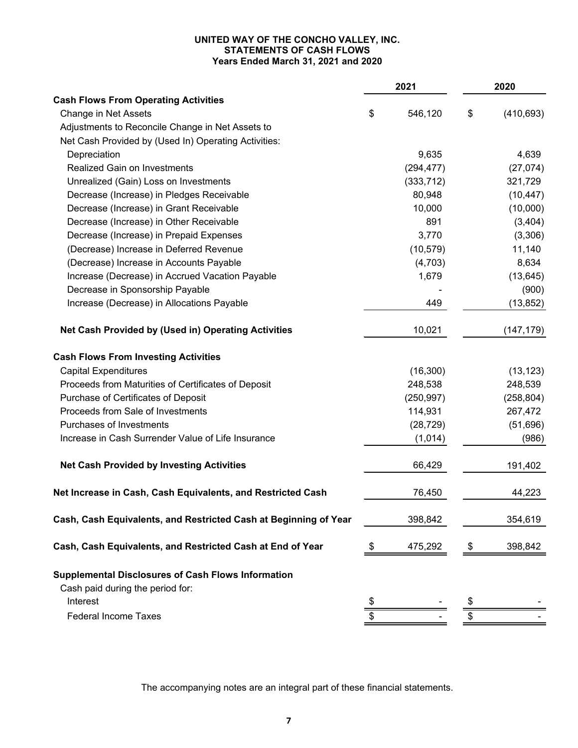**UNITED WAY OF THE CONCHO VALLEY, INC.**
**STATEMENTS OF CASH FLOWS**
**Years Ended March 31, 2021 and 2020**

| | 2021 | 2020 |
|---|---|---|
| **Cash Flows From Operating Activities** | | |
| Change in Net Assets | $ 546,120 | $ (410,693) |
| Adjustments to Reconcile Change in Net Assets to | | |
| Net Cash Provided by (Used In) Operating Activities: | | |
| Depreciation | 9,635 | 4,639 |
| Realized Gain on Investments | (294,477) | (27,074) |
| Unrealized (Gain) Loss on Investments | (333,712) | 321,729 |
| Decrease (Increase) in Pledges Receivable | 80,948 | (10,447) |
| Decrease (Increase) in Grant Receivable | 10,000 | (10,000) |
| Decrease (Increase) in Other Receivable | 891 | (3,404) |
| Decrease (Increase) in Prepaid Expenses | 3,770 | (3,306) |
| (Decrease) Increase in Deferred Revenue | (10,579) | 11,140 |
| (Decrease) Increase in Accounts Payable | (4,703) | 8,634 |
| Increase (Decrease) in Accrued Vacation Payable | 1,679 | (13,645) |
| Decrease in Sponsorship Payable | - | (900) |
| Increase (Decrease) in Allocations Payable | 449 | (13,852) |
| **Net Cash Provided by (Used in) Operating Activities** | 10,021 | (147,179) |
| **Cash Flows From Investing Activities** | | |
| Capital Expenditures | (16,300) | (13,123) |
| Proceeds from Maturities of Certificates of Deposit | 248,538 | 248,539 |
| Purchase of Certificates of Deposit | (250,997) | (258,804) |
| Proceeds from Sale of Investments | 114,931 | 267,472 |
| Purchases of Investments | (28,729) | (51,696) |
| Increase in Cash Surrender Value of Life Insurance | (1,014) | (986) |
| **Net Cash Provided by Investing Activities** | 66,429 | 191,402 |
| **Net Increase in Cash, Cash Equivalents, and Restricted Cash** | 76,450 | 44,223 |
| **Cash, Cash Equivalents, and Restricted Cash at Beginning of Year** | 398,842 | 354,619 |
| **Cash, Cash Equivalents, and Restricted Cash at End of Year** | $ 475,292 | $ 398,842 |
| **Supplemental Disclosures of Cash Flows Information** | | |
| Cash paid during the period for: | | |
| Interest | $ - | $ - |
| Federal Income Taxes | $ - | $ - |

The accompanying notes are an integral part of these financial statements.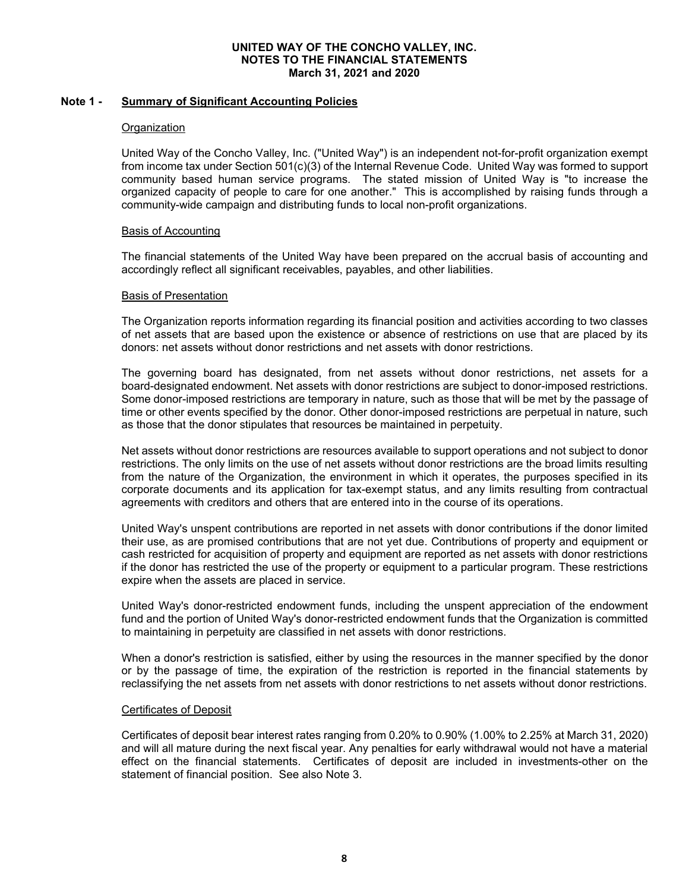**UNITED WAY OF THE CONCHO VALLEY, INC.**
**NOTES TO THE FINANCIAL STATEMENTS**
**March 31, 2021 and 2020**

## Note 1 - Summary of Significant Accounting Policies

### Organization

United Way of the Concho Valley, Inc. ("United Way") is an independent not-for-profit organization exempt from income tax under Section 501(c)(3) of the Internal Revenue Code. United Way was formed to support community based human service programs. The stated mission of United Way is "to increase the organized capacity of people to care for one another." This is accomplished by raising funds through a community-wide campaign and distributing funds to local non-profit organizations.

### Basis of Accounting

The financial statements of the United Way have been prepared on the accrual basis of accounting and accordingly reflect all significant receivables, payables, and other liabilities.

### Basis of Presentation

The Organization reports information regarding its financial position and activities according to two classes of net assets that are based upon the existence or absence of restrictions on use that are placed by its donors: net assets without donor restrictions and net assets with donor restrictions.

The governing board has designated, from net assets without donor restrictions, net assets for a board-designated endowment. Net assets with donor restrictions are subject to donor-imposed restrictions. Some donor-imposed restrictions are temporary in nature, such as those that will be met by the passage of time or other events specified by the donor. Other donor-imposed restrictions are perpetual in nature, such as those that the donor stipulates that resources be maintained in perpetuity.

Net assets without donor restrictions are resources available to support operations and not subject to donor restrictions. The only limits on the use of net assets without donor restrictions are the broad limits resulting from the nature of the Organization, the environment in which it operates, the purposes specified in its corporate documents and its application for tax-exempt status, and any limits resulting from contractual agreements with creditors and others that are entered into in the course of its operations.

United Way's unspent contributions are reported in net assets with donor contributions if the donor limited their use, as are promised contributions that are not yet due. Contributions of property and equipment or cash restricted for acquisition of property and equipment are reported as net assets with donor restrictions if the donor has restricted the use of the property or equipment to a particular program. These restrictions expire when the assets are placed in service.

United Way's donor-restricted endowment funds, including the unspent appreciation of the endowment fund and the portion of United Way's donor-restricted endowment funds that the Organization is committed to maintaining in perpetuity are classified in net assets with donor restrictions.

When a donor's restriction is satisfied, either by using the resources in the manner specified by the donor or by the passage of time, the expiration of the restriction is reported in the financial statements by reclassifying the net assets from net assets with donor restrictions to net assets without donor restrictions.

### Certificates of Deposit

Certificates of deposit bear interest rates ranging from 0.20% to 0.90% (1.00% to 2.25% at March 31, 2020) and will all mature during the next fiscal year. Any penalties for early withdrawal would not have a material effect on the financial statements. Certificates of deposit are included in investments-other on the statement of financial position. See also Note 3.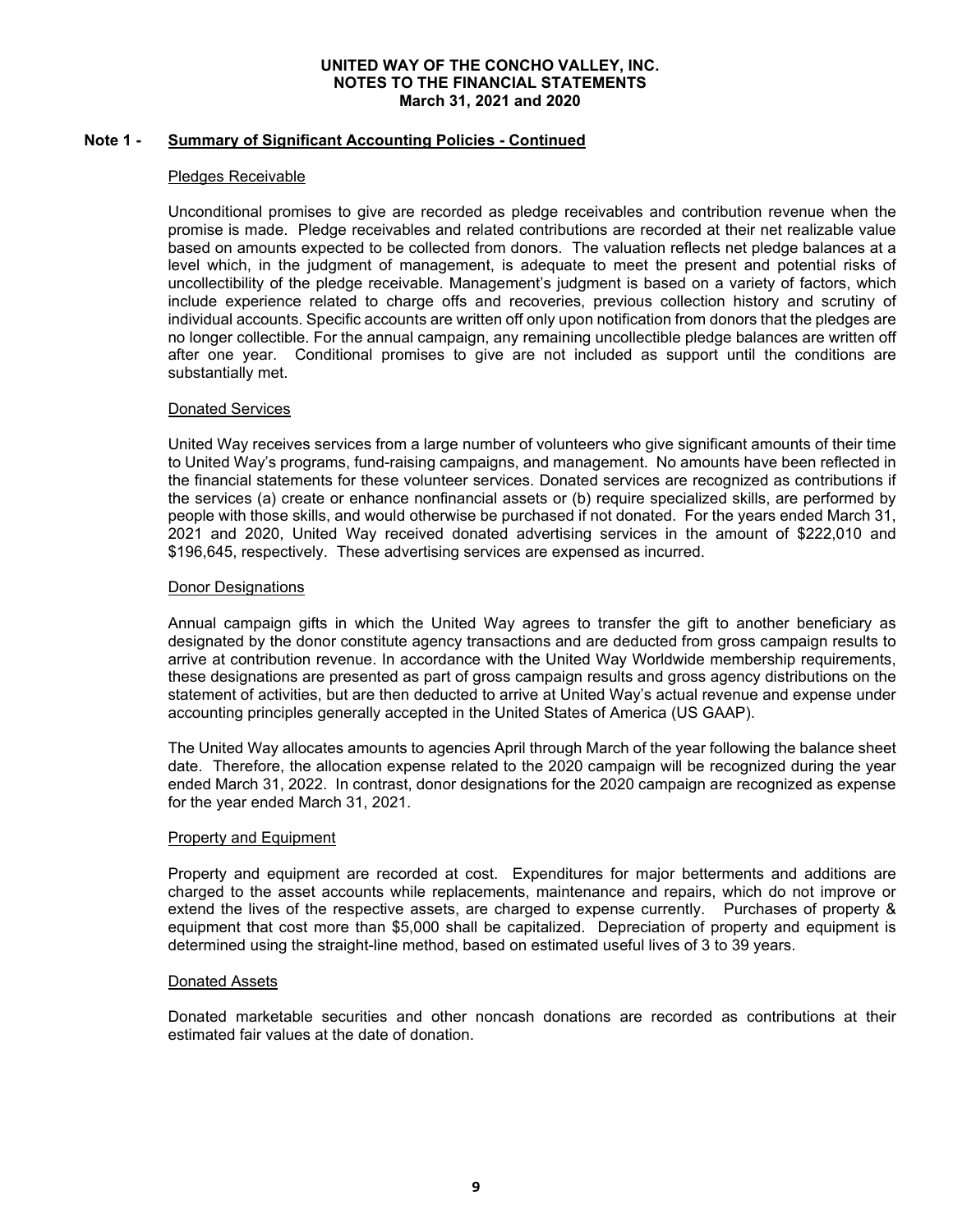**UNITED WAY OF THE CONCHO VALLEY, INC.**
**NOTES TO THE FINANCIAL STATEMENTS**
**March 31, 2021 and 2020**

## Note 1 - Summary of Significant Accounting Policies - Continued

### Pledges Receivable

Unconditional promises to give are recorded as pledge receivables and contribution revenue when the promise is made. Pledge receivables and related contributions are recorded at their net realizable value based on amounts expected to be collected from donors. The valuation reflects net pledge balances at a level which, in the judgment of management, is adequate to meet the present and potential risks of uncollectibility of the pledge receivable. Management's judgment is based on a variety of factors, which include experience related to charge offs and recoveries, previous collection history and scrutiny of individual accounts. Specific accounts are written off only upon notification from donors that the pledges are no longer collectible. For the annual campaign, any remaining uncollectible pledge balances are written off after one year. Conditional promises to give are not included as support until the conditions are substantially met.

### Donated Services

United Way receives services from a large number of volunteers who give significant amounts of their time to United Way's programs, fund-raising campaigns, and management. No amounts have been reflected in the financial statements for these volunteer services. Donated services are recognized as contributions if the services (a) create or enhance nonfinancial assets or (b) require specialized skills, are performed by people with those skills, and would otherwise be purchased if not donated. For the years ended March 31, 2021 and 2020, United Way received donated advertising services in the amount of $222,010 and $196,645, respectively. These advertising services are expensed as incurred.

### Donor Designations

Annual campaign gifts in which the United Way agrees to transfer the gift to another beneficiary as designated by the donor constitute agency transactions and are deducted from gross campaign results to arrive at contribution revenue. In accordance with the United Way Worldwide membership requirements, these designations are presented as part of gross campaign results and gross agency distributions on the statement of activities, but are then deducted to arrive at United Way's actual revenue and expense under accounting principles generally accepted in the United States of America (US GAAP).

The United Way allocates amounts to agencies April through March of the year following the balance sheet date. Therefore, the allocation expense related to the 2020 campaign will be recognized during the year ended March 31, 2022. In contrast, donor designations for the 2020 campaign are recognized as expense for the year ended March 31, 2021.

### Property and Equipment

Property and equipment are recorded at cost. Expenditures for major betterments and additions are charged to the asset accounts while replacements, maintenance and repairs, which do not improve or extend the lives of the respective assets, are charged to expense currently. Purchases of property & equipment that cost more than $5,000 shall be capitalized. Depreciation of property and equipment is determined using the straight-line method, based on estimated useful lives of 3 to 39 years.

### Donated Assets

Donated marketable securities and other noncash donations are recorded as contributions at their estimated fair values at the date of donation.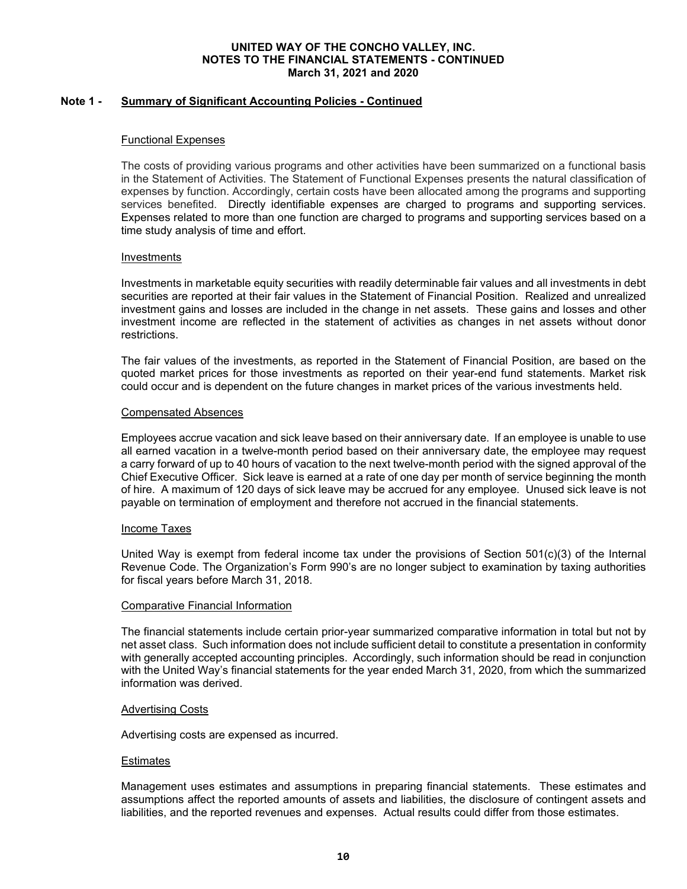**UNITED WAY OF THE CONCHO VALLEY, INC.**
**NOTES TO THE FINANCIAL STATEMENTS - CONTINUED**
**March 31, 2021 and 2020**

## Note 1 - Summary of Significant Accounting Policies - Continued

### Functional Expenses

The costs of providing various programs and other activities have been summarized on a functional basis in the Statement of Activities. The Statement of Functional Expenses presents the natural classification of expenses by function. Accordingly, certain costs have been allocated among the programs and supporting services benefited. Directly identifiable expenses are charged to programs and supporting services. Expenses related to more than one function are charged to programs and supporting services based on a time study analysis of time and effort.

### Investments

Investments in marketable equity securities with readily determinable fair values and all investments in debt securities are reported at their fair values in the Statement of Financial Position. Realized and unrealized investment gains and losses are included in the change in net assets. These gains and losses and other investment income are reflected in the statement of activities as changes in net assets without donor restrictions.

The fair values of the investments, as reported in the Statement of Financial Position, are based on the quoted market prices for those investments as reported on their year-end fund statements. Market risk could occur and is dependent on the future changes in market prices of the various investments held.

### Compensated Absences

Employees accrue vacation and sick leave based on their anniversary date. If an employee is unable to use all earned vacation in a twelve-month period based on their anniversary date, the employee may request a carry forward of up to 40 hours of vacation to the next twelve-month period with the signed approval of the Chief Executive Officer. Sick leave is earned at a rate of one day per month of service beginning the month of hire. A maximum of 120 days of sick leave may be accrued for any employee. Unused sick leave is not payable on termination of employment and therefore not accrued in the financial statements.

### Income Taxes

United Way is exempt from federal income tax under the provisions of Section 501(c)(3) of the Internal Revenue Code. The Organization's Form 990's are no longer subject to examination by taxing authorities for fiscal years before March 31, 2018.

### Comparative Financial Information

The financial statements include certain prior-year summarized comparative information in total but not by net asset class. Such information does not include sufficient detail to constitute a presentation in conformity with generally accepted accounting principles. Accordingly, such information should be read in conjunction with the United Way's financial statements for the year ended March 31, 2020, from which the summarized information was derived.

### Advertising Costs

Advertising costs are expensed as incurred.

### Estimates

Management uses estimates and assumptions in preparing financial statements. These estimates and assumptions affect the reported amounts of assets and liabilities, the disclosure of contingent assets and liabilities, and the reported revenues and expenses. Actual results could differ from those estimates.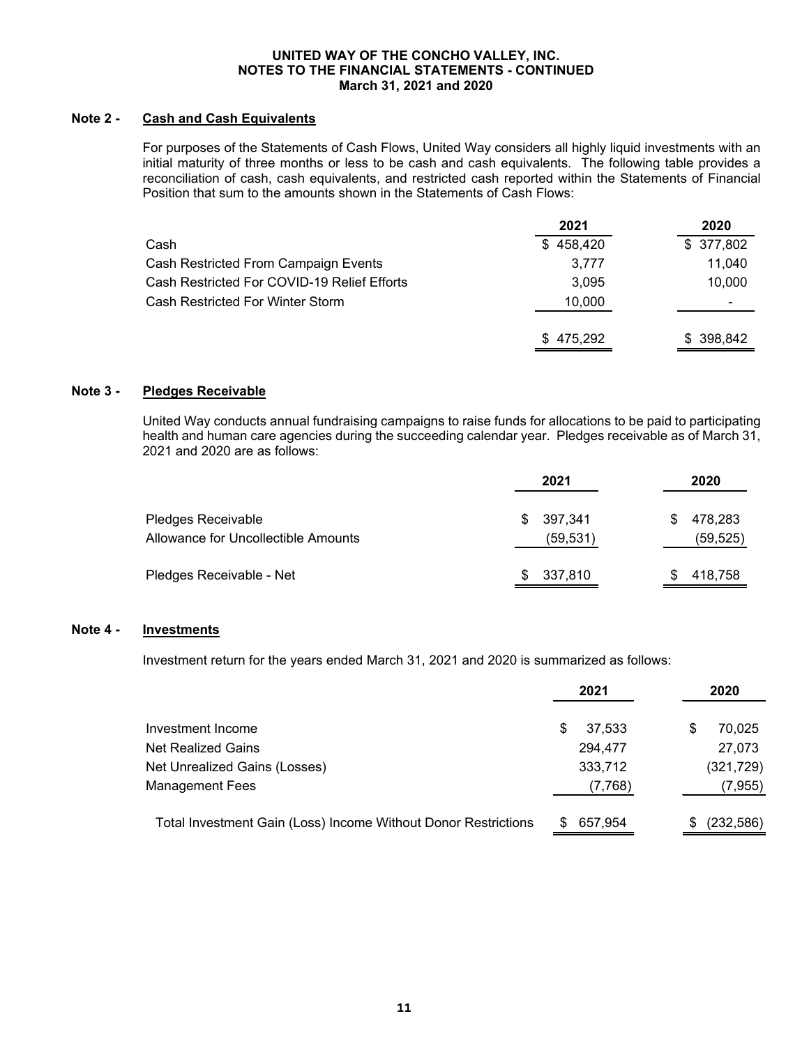**UNITED WAY OF THE CONCHO VALLEY, INC.**
**NOTES TO THE FINANCIAL STATEMENTS - CONTINUED**
**March 31, 2021 and 2020**

## Note 2 - Cash and Cash Equivalents

For purposes of the Statements of Cash Flows, United Way considers all highly liquid investments with an initial maturity of three months or less to be cash and cash equivalents. The following table provides a reconciliation of cash, cash equivalents, and restricted cash reported within the Statements of Financial Position that sum to the amounts shown in the Statements of Cash Flows:

| | 2021 | 2020 |
|---|---|---|
| Cash | $ 458,420 | $ 377,802 |
| Cash Restricted From Campaign Events | 3,777 | 11,040 |
| Cash Restricted For COVID-19 Relief Efforts | 3,095 | 10,000 |
| Cash Restricted For Winter Storm | 10,000 | - |
| | $ 475,292 | $ 398,842 |

## Note 3 - Pledges Receivable

United Way conducts annual fundraising campaigns to raise funds for allocations to be paid to participating health and human care agencies during the succeeding calendar year. Pledges receivable as of March 31, 2021 and 2020 are as follows:

| | 2021 | 2020 |
|---|---|---|
| Pledges Receivable | $ 397,341 | $ 478,283 |
| Allowance for Uncollectible Amounts | (59,531) | (59,525) |
| Pledges Receivable - Net | $ 337,810 | $ 418,758 |

## Note 4 - Investments

Investment return for the years ended March 31, 2021 and 2020 is summarized as follows:

| | 2021 | 2020 |
|---|---|---|
| Investment Income | $ 37,533 | $ 70,025 |
| Net Realized Gains | 294,477 | 27,073 |
| Net Unrealized Gains (Losses) | 333,712 | (321,729) |
| Management Fees | (7,768) | (7,955) |
| Total Investment Gain (Loss) Income Without Donor Restrictions | $ 657,954 | $ (232,586) |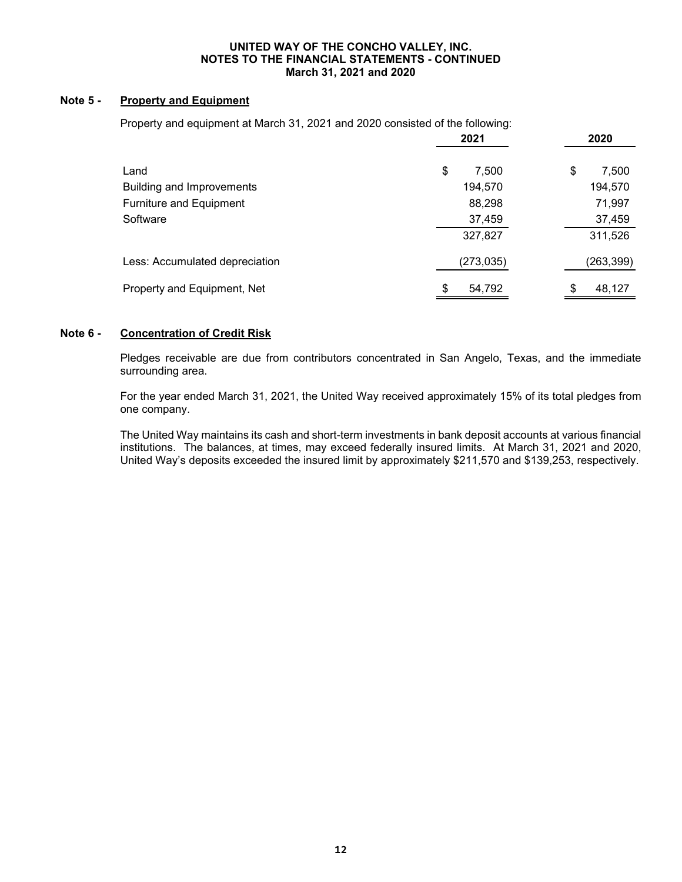**UNITED WAY OF THE CONCHO VALLEY, INC.**
**NOTES TO THE FINANCIAL STATEMENTS - CONTINUED**
**March 31, 2021 and 2020**

## Note 5 - Property and Equipment

Property and equipment at March 31, 2021 and 2020 consisted of the following:

| | 2021 | 2020 |
|---|---|---|
| Land | $ 7,500 | $ 7,500 |
| Building and Improvements | 194,570 | 194,570 |
| Furniture and Equipment | 88,298 | 71,997 |
| Software | 37,459 | 37,459 |
| | 327,827 | 311,526 |
| Less: Accumulated depreciation | (273,035) | (263,399) |
| Property and Equipment, Net | $ 54,792 | $ 48,127 |

## Note 6 - Concentration of Credit Risk

Pledges receivable are due from contributors concentrated in San Angelo, Texas, and the immediate surrounding area.

For the year ended March 31, 2021, the United Way received approximately 15% of its total pledges from one company.

The United Way maintains its cash and short-term investments in bank deposit accounts at various financial institutions. The balances, at times, may exceed federally insured limits. At March 31, 2021 and 2020, United Way's deposits exceeded the insured limit by approximately $211,570 and $139,253, respectively.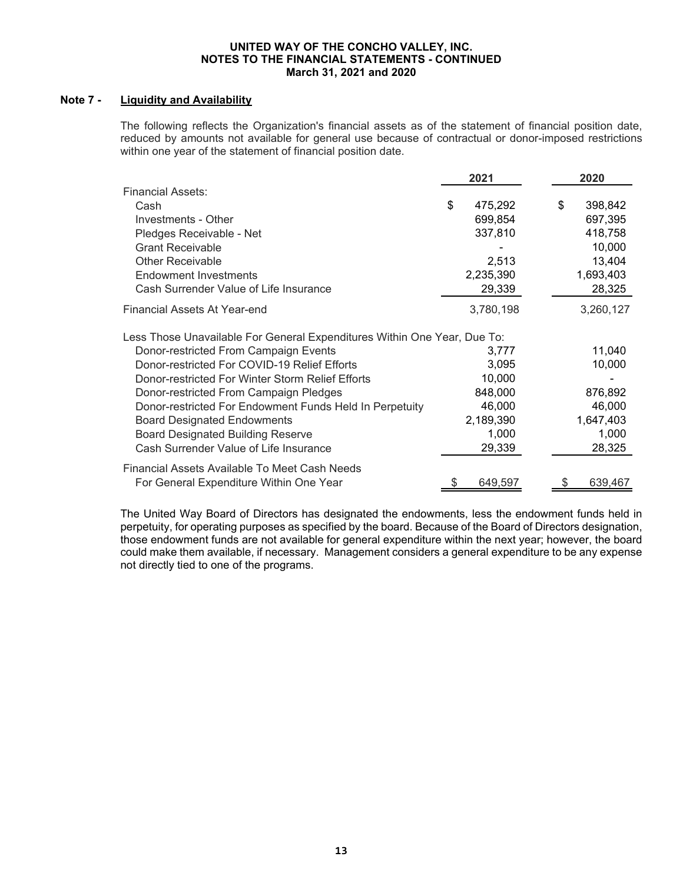**UNITED WAY OF THE CONCHO VALLEY, INC.**
**NOTES TO THE FINANCIAL STATEMENTS - CONTINUED**
**March 31, 2021 and 2020**

## Note 7 - Liquidity and Availability

The following reflects the Organization's financial assets as of the statement of financial position date, reduced by amounts not available for general use because of contractual or donor-imposed restrictions within one year of the statement of financial position date.

| | 2021 | 2020 |
|---|---|---|
| Financial Assets: | | |
| Cash | $ 475,292 | $ 398,842 |
| Investments - Other | 699,854 | 697,395 |
| Pledges Receivable - Net | 337,810 | 418,758 |
| Grant Receivable | - | 10,000 |
| Other Receivable | 2,513 | 13,404 |
| Endowment Investments | 2,235,390 | 1,693,403 |
| Cash Surrender Value of Life Insurance | 29,339 | 28,325 |
| Financial Assets At Year-end | 3,780,198 | 3,260,127 |
| Less Those Unavailable For General Expenditures Within One Year, Due To: | | |
| Donor-restricted From Campaign Events | 3,777 | 11,040 |
| Donor-restricted For COVID-19 Relief Efforts | 3,095 | 10,000 |
| Donor-restricted For Winter Storm Relief Efforts | 10,000 | - |
| Donor-restricted From Campaign Pledges | 848,000 | 876,892 |
| Donor-restricted For Endowment Funds Held In Perpetuity | 46,000 | 46,000 |
| Board Designated Endowments | 2,189,390 | 1,647,403 |
| Board Designated Building Reserve | 1,000 | 1,000 |
| Cash Surrender Value of Life Insurance | 29,339 | 28,325 |
| Financial Assets Available To Meet Cash Needs For General Expenditure Within One Year | $ 649,597 | $ 639,467 |

The United Way Board of Directors has designated the endowments, less the endowment funds held in perpetuity, for operating purposes as specified by the board. Because of the Board of Directors designation, those endowment funds are not available for general expenditure within the next year; however, the board could make them available, if necessary. Management considers a general expenditure to be any expense not directly tied to one of the programs.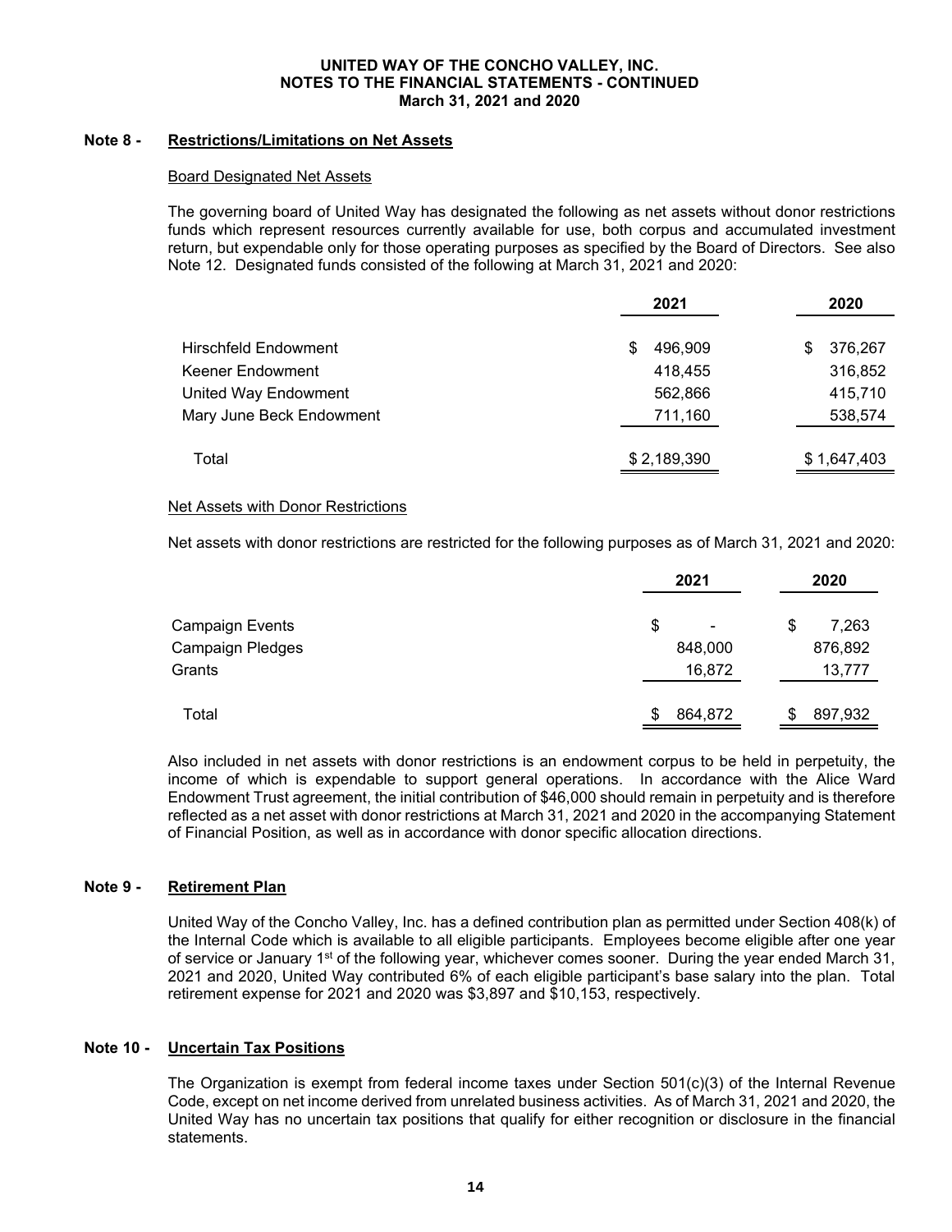# UNITED WAY OF THE CONCHO VALLEY, INC.
## NOTES TO THE FINANCIAL STATEMENTS - CONTINUED
### March 31, 2021 and 2020

## Note 8 - Restrictions/Limitations on Net Assets

### Board Designated Net Assets

The governing board of United Way has designated the following as net assets without donor restrictions funds which represent resources currently available for use, both corpus and accumulated investment return, but expendable only for those operating purposes as specified by the Board of Directors. See also Note 12. Designated funds consisted of the following at March 31, 2021 and 2020:

| | 2021 | 2020 |
|---|---|---|
| Hirschfeld Endowment | $ 496,909 | $ 376,267 |
| Keener Endowment | 418,455 | 316,852 |
| United Way Endowment | 562,866 | 415,710 |
| Mary June Beck Endowment | 711,160 | 538,574 |
| Total | $ 2,189,390 | $ 1,647,403 |

### Net Assets with Donor Restrictions

Net assets with donor restrictions are restricted for the following purposes as of March 31, 2021 and 2020:

| | 2021 | 2020 |
|---|---|---|
| Campaign Events | $ - | $ 7,263 |
| Campaign Pledges | 848,000 | 876,892 |
| Grants | 16,872 | 13,777 |
| Total | $ 864,872 | $ 897,932 |

Also included in net assets with donor restrictions is an endowment corpus to be held in perpetuity, the income of which is expendable to support general operations. In accordance with the Alice Ward Endowment Trust agreement, the initial contribution of $46,000 should remain in perpetuity and is therefore reflected as a net asset with donor restrictions at March 31, 2021 and 2020 in the accompanying Statement of Financial Position, as well as in accordance with donor specific allocation directions.

## Note 9 - Retirement Plan

United Way of the Concho Valley, Inc. has a defined contribution plan as permitted under Section 408(k) of the Internal Code which is available to all eligible participants. Employees become eligible after one year of service or January 1st of the following year, whichever comes sooner. During the year ended March 31, 2021 and 2020, United Way contributed 6% of each eligible participant's base salary into the plan. Total retirement expense for 2021 and 2020 was $3,897 and $10,153, respectively.

## Note 10 - Uncertain Tax Positions

The Organization is exempt from federal income taxes under Section 501(c)(3) of the Internal Revenue Code, except on net income derived from unrelated business activities. As of March 31, 2021 and 2020, the United Way has no uncertain tax positions that qualify for either recognition or disclosure in the financial statements.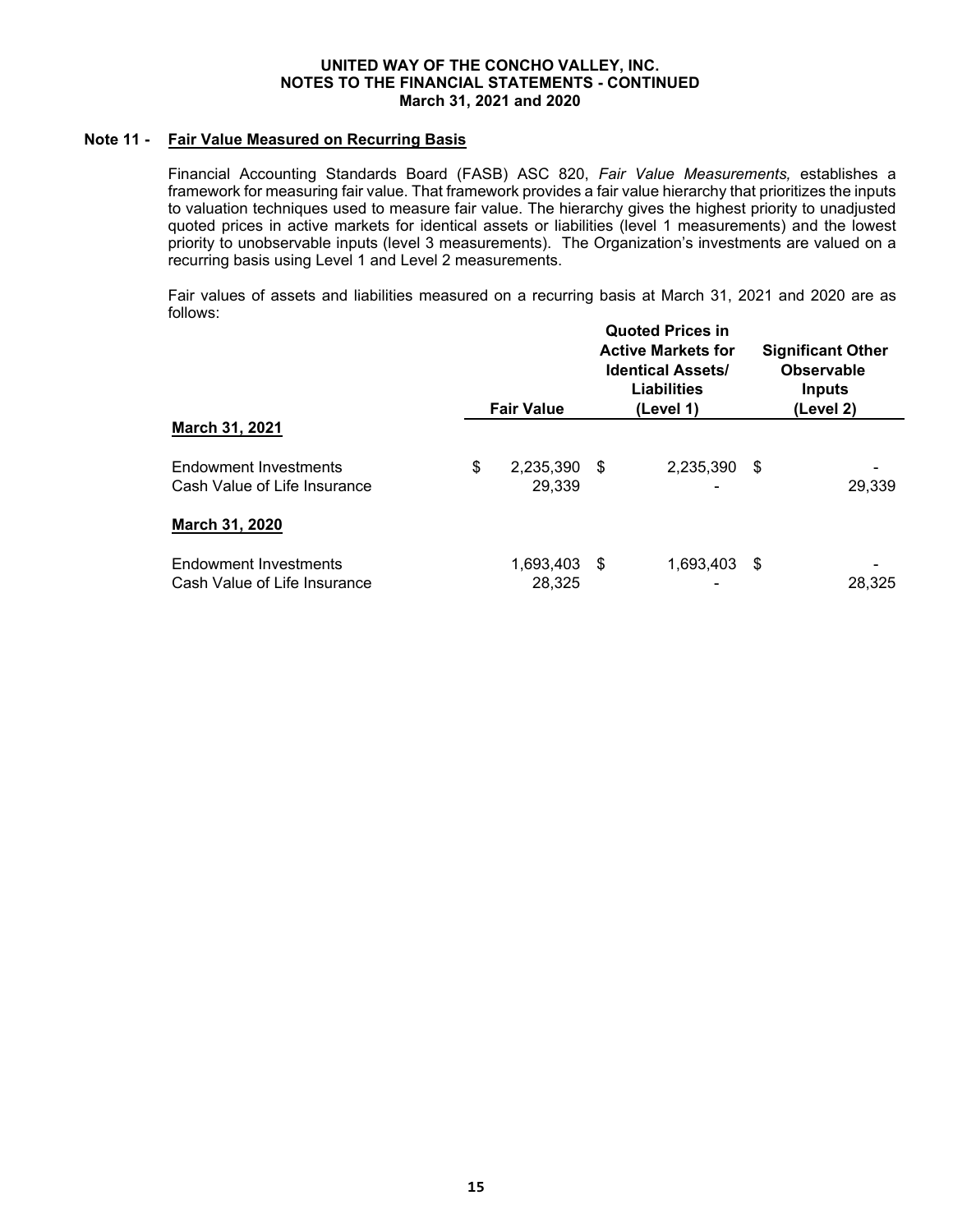## Note 11 - Fair Value Measured on Recurring Basis

Financial Accounting Standards Board (FASB) ASC 820, *Fair Value Measurements,* establishes a framework for measuring fair value. That framework provides a fair value hierarchy that prioritizes the inputs to valuation techniques used to measure fair value. The hierarchy gives the highest priority to unadjusted quoted prices in active markets for identical assets or liabilities (level 1 measurements) and the lowest priority to unobservable inputs (level 3 measurements). The Organization's investments are valued on a recurring basis using Level 1 and Level 2 measurements.

Fair values of assets and liabilities measured on a recurring basis at March 31, 2021 and 2020 are as follows:

| | Fair Value | Quoted Prices in Active Markets for Identical Assets/ Liabilities (Level 1) | Significant Other Observable Inputs (Level 2) |
|---|---|---|---|
| **March 31, 2021** | | | |
| Endowment Investments | $ 2,235,390 | $ 2,235,390 | $ - |
| Cash Value of Life Insurance | 29,339 | - | 29,339 |
| **March 31, 2020** | | | |
| Endowment Investments | 1,693,403 | $ 1,693,403 | $ - |
| Cash Value of Life Insurance | 28,325 | - | 28,325 |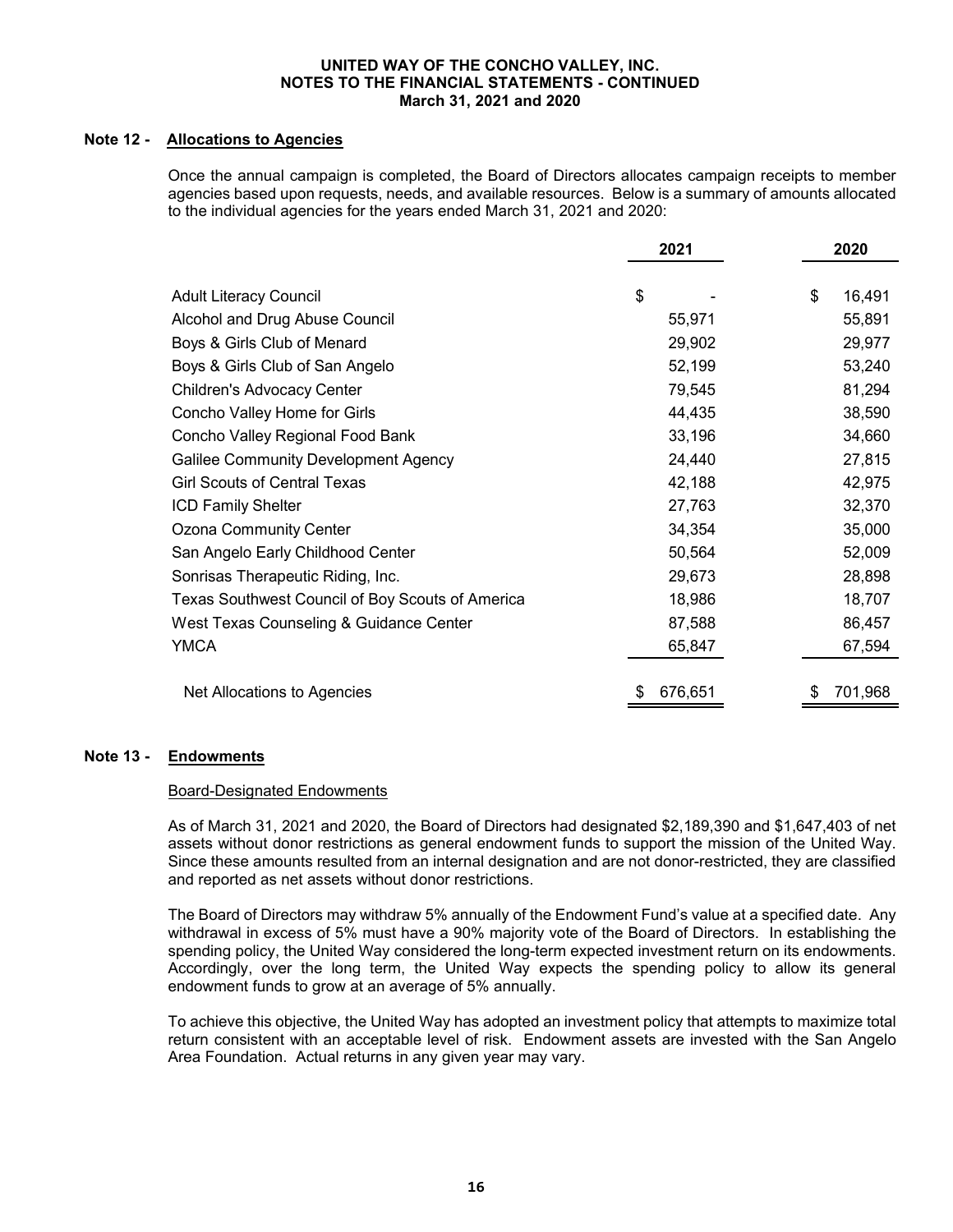**UNITED WAY OF THE CONCHO VALLEY, INC.**
**NOTES TO THE FINANCIAL STATEMENTS - CONTINUED**
**March 31, 2021 and 2020**

## Note 12 - Allocations to Agencies

Once the annual campaign is completed, the Board of Directors allocates campaign receipts to member agencies based upon requests, needs, and available resources. Below is a summary of amounts allocated to the individual agencies for the years ended March 31, 2021 and 2020:

| | 2021 | 2020 |
|---|---|---|
| Adult Literacy Council | $ - | $ 16,491 |
| Alcohol and Drug Abuse Council | 55,971 | 55,891 |
| Boys & Girls Club of Menard | 29,902 | 29,977 |
| Boys & Girls Club of San Angelo | 52,199 | 53,240 |
| Children's Advocacy Center | 79,545 | 81,294 |
| Concho Valley Home for Girls | 44,435 | 38,590 |
| Concho Valley Regional Food Bank | 33,196 | 34,660 |
| Galilee Community Development Agency | 24,440 | 27,815 |
| Girl Scouts of Central Texas | 42,188 | 42,975 |
| ICD Family Shelter | 27,763 | 32,370 |
| Ozona Community Center | 34,354 | 35,000 |
| San Angelo Early Childhood Center | 50,564 | 52,009 |
| Sonrisas Therapeutic Riding, Inc. | 29,673 | 28,898 |
| Texas Southwest Council of Boy Scouts of America | 18,986 | 18,707 |
| West Texas Counseling & Guidance Center | 87,588 | 86,457 |
| YMCA | 65,847 | 67,594 |
| Net Allocations to Agencies | $ 676,651 | $ 701,968 |

## Note 13 - Endowments

Board-Designated Endowments

As of March 31, 2021 and 2020, the Board of Directors had designated $2,189,390 and $1,647,403 of net assets without donor restrictions as general endowment funds to support the mission of the United Way. Since these amounts resulted from an internal designation and are not donor-restricted, they are classified and reported as net assets without donor restrictions.

The Board of Directors may withdraw 5% annually of the Endowment Fund's value at a specified date. Any withdrawal in excess of 5% must have a 90% majority vote of the Board of Directors. In establishing the spending policy, the United Way considered the long-term expected investment return on its endowments. Accordingly, over the long term, the United Way expects the spending policy to allow its general endowment funds to grow at an average of 5% annually.

To achieve this objective, the United Way has adopted an investment policy that attempts to maximize total return consistent with an acceptable level of risk. Endowment assets are invested with the San Angelo Area Foundation. Actual returns in any given year may vary.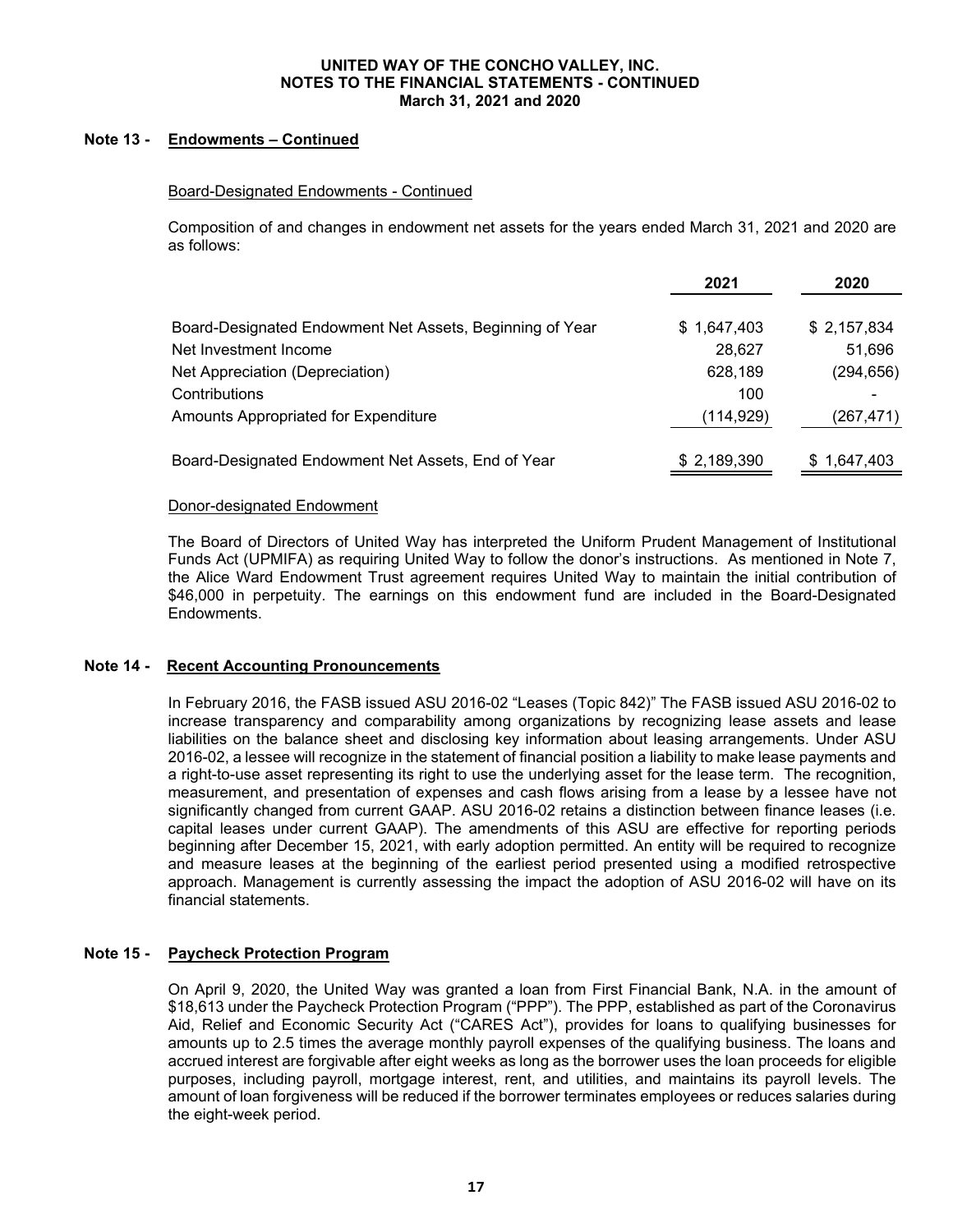## Note 13 - Endowments – Continued

### Board-Designated Endowments - Continued

Composition of and changes in endowment net assets for the years ended March 31, 2021 and 2020 are as follows:

| | 2021 | 2020 |
|---|---|---|
| Board-Designated Endowment Net Assets, Beginning of Year | $ 1,647,403 | $ 2,157,834 |
| Net Investment Income | 28,627 | 51,696 |
| Net Appreciation (Depreciation) | 628,189 | (294,656) |
| Contributions | 100 | - |
| Amounts Appropriated for Expenditure | (114,929) | (267,471) |
| Board-Designated Endowment Net Assets, End of Year | $ 2,189,390 | $ 1,647,403 |

### Donor-designated Endowment

The Board of Directors of United Way has interpreted the Uniform Prudent Management of Institutional Funds Act (UPMIFA) as requiring United Way to follow the donor's instructions. As mentioned in Note 7, the Alice Ward Endowment Trust agreement requires United Way to maintain the initial contribution of $46,000 in perpetuity. The earnings on this endowment fund are included in the Board-Designated Endowments.

## Note 14 - Recent Accounting Pronouncements

In February 2016, the FASB issued ASU 2016-02 "Leases (Topic 842)" The FASB issued ASU 2016-02 to increase transparency and comparability among organizations by recognizing lease assets and lease liabilities on the balance sheet and disclosing key information about leasing arrangements. Under ASU 2016-02, a lessee will recognize in the statement of financial position a liability to make lease payments and a right-to-use asset representing its right to use the underlying asset for the lease term. The recognition, measurement, and presentation of expenses and cash flows arising from a lease by a lessee have not significantly changed from current GAAP. ASU 2016-02 retains a distinction between finance leases (i.e. capital leases under current GAAP). The amendments of this ASU are effective for reporting periods beginning after December 15, 2021, with early adoption permitted. An entity will be required to recognize and measure leases at the beginning of the earliest period presented using a modified retrospective approach. Management is currently assessing the impact the adoption of ASU 2016-02 will have on its financial statements.

## Note 15 - Paycheck Protection Program

On April 9, 2020, the United Way was granted a loan from First Financial Bank, N.A. in the amount of $18,613 under the Paycheck Protection Program ("PPP"). The PPP, established as part of the Coronavirus Aid, Relief and Economic Security Act ("CARES Act"), provides for loans to qualifying businesses for amounts up to 2.5 times the average monthly payroll expenses of the qualifying business. The loans and accrued interest are forgivable after eight weeks as long as the borrower uses the loan proceeds for eligible purposes, including payroll, mortgage interest, rent, and utilities, and maintains its payroll levels. The amount of loan forgiveness will be reduced if the borrower terminates employees or reduces salaries during the eight-week period.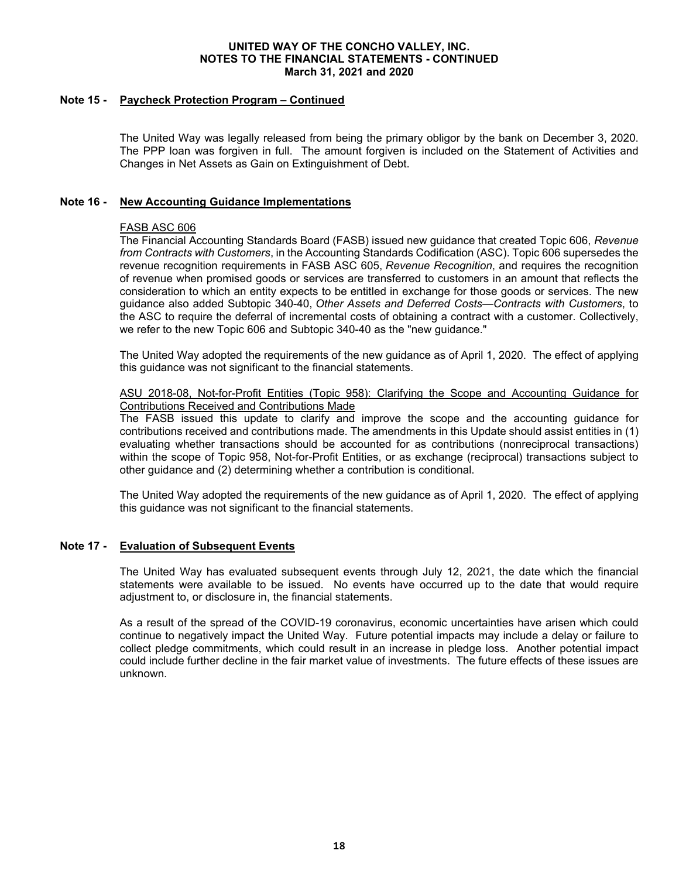## Note 15 - Paycheck Protection Program – Continued

The United Way was legally released from being the primary obligor by the bank on December 3, 2020. The PPP loan was forgiven in full. The amount forgiven is included on the Statement of Activities and Changes in Net Assets as Gain on Extinguishment of Debt.

## Note 16 - New Accounting Guidance Implementations

FASB ASC 606

The Financial Accounting Standards Board (FASB) issued new guidance that created Topic 606, *Revenue from Contracts with Customers*, in the Accounting Standards Codification (ASC). Topic 606 supersedes the revenue recognition requirements in FASB ASC 605, *Revenue Recognition*, and requires the recognition of revenue when promised goods or services are transferred to customers in an amount that reflects the consideration to which an entity expects to be entitled in exchange for those goods or services. The new guidance also added Subtopic 340-40, *Other Assets and Deferred Costs—Contracts with Customers*, to the ASC to require the deferral of incremental costs of obtaining a contract with a customer. Collectively, we refer to the new Topic 606 and Subtopic 340-40 as the "new guidance."

The United Way adopted the requirements of the new guidance as of April 1, 2020. The effect of applying this guidance was not significant to the financial statements.

ASU 2018-08, Not-for-Profit Entities (Topic 958): Clarifying the Scope and Accounting Guidance for Contributions Received and Contributions Made

The FASB issued this update to clarify and improve the scope and the accounting guidance for contributions received and contributions made. The amendments in this Update should assist entities in (1) evaluating whether transactions should be accounted for as contributions (nonreciprocal transactions) within the scope of Topic 958, Not-for-Profit Entities, or as exchange (reciprocal) transactions subject to other guidance and (2) determining whether a contribution is conditional.

The United Way adopted the requirements of the new guidance as of April 1, 2020. The effect of applying this guidance was not significant to the financial statements.

## Note 17 - Evaluation of Subsequent Events

The United Way has evaluated subsequent events through July 12, 2021, the date which the financial statements were available to be issued. No events have occurred up to the date that would require adjustment to, or disclosure in, the financial statements.

As a result of the spread of the COVID-19 coronavirus, economic uncertainties have arisen which could continue to negatively impact the United Way. Future potential impacts may include a delay or failure to collect pledge commitments, which could result in an increase in pledge loss. Another potential impact could include further decline in the fair market value of investments. The future effects of these issues are unknown.